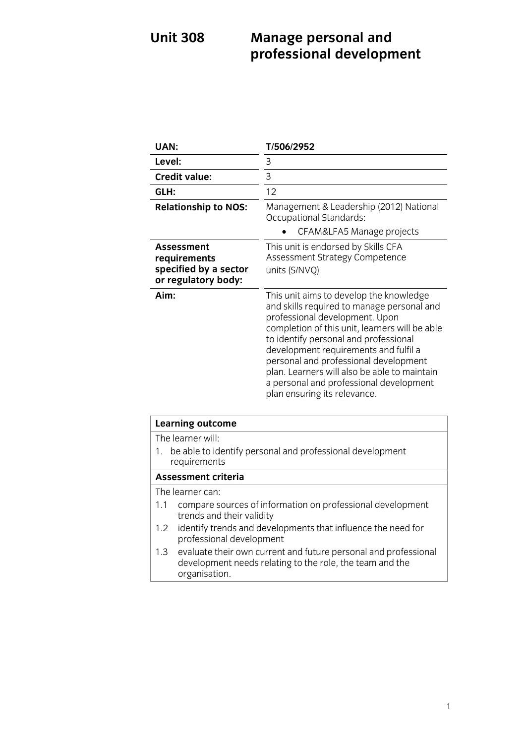# Unit 308 Manage personal and professional development

| | |
|---|---|
| **UAN:** | **T/506/2952** |
| **Level:** | 3 |
| **Credit value:** | 3 |
| **GLH:** | 12 |
| **Relationship to NOS:** | Management & Leadership (2012) National Occupational Standards:<br>• CFAM&LFA5 Manage projects |
| **Assessment requirements specified by a sector or regulatory body:** | This unit is endorsed by Skills CFA Assessment Strategy Competence units (S/NVQ) |
| **Aim:** | This unit aims to develop the knowledge and skills required to manage personal and professional development. Upon completion of this unit, learners will be able to identify personal and professional development requirements and fulfil a personal and professional development plan. Learners will also be able to maintain a personal and professional development plan ensuring its relevance. |

| **Learning outcome** |
|---|
| The learner will:<br>1. be able to identify personal and professional development requirements |
| **Assessment criteria** |
| The learner can:<br>1.1 compare sources of information on professional development trends and their validity<br>1.2 identify trends and developments that influence the need for professional development<br>1.3 evaluate their own current and future personal and professional development needs relating to the role, the team and the organisation. |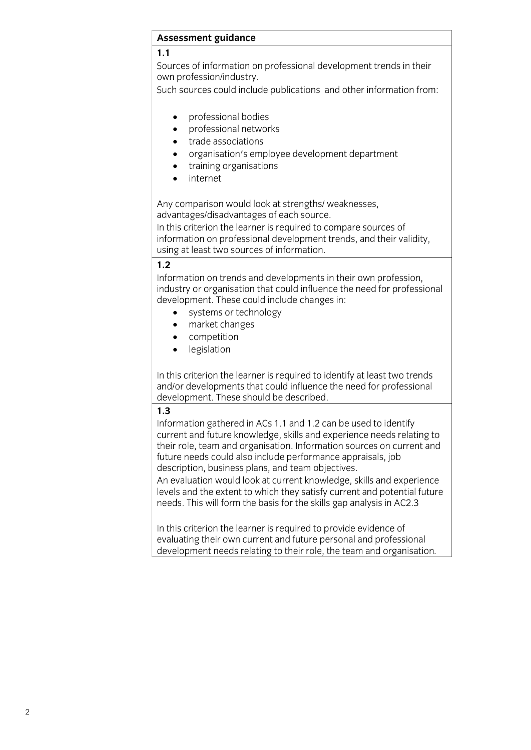**Assessment guidance**

**1.1**

Sources of information on professional development trends in their own profession/industry.

Such sources could include publications and other information from:

- professional bodies
- professional networks
- trade associations
- organisation's employee development department
- training organisations
- internet

Any comparison would look at strengths/ weaknesses, advantages/disadvantages of each source.

In this criterion the learner is required to compare sources of information on professional development trends, and their validity, using at least two sources of information.

**1.2**

Information on trends and developments in their own profession, industry or organisation that could influence the need for professional development. These could include changes in:

- systems or technology
- market changes
- competition
- legislation

In this criterion the learner is required to identify at least two trends and/or developments that could influence the need for professional development. These should be described.

**1.3**

Information gathered in ACs 1.1 and 1.2 can be used to identify current and future knowledge, skills and experience needs relating to their role, team and organisation. Information sources on current and future needs could also include performance appraisals, job description, business plans, and team objectives.

An evaluation would look at current knowledge, skills and experience levels and the extent to which they satisfy current and potential future needs. This will form the basis for the skills gap analysis in AC2.3

In this criterion the learner is required to provide evidence of evaluating their own current and future personal and professional development needs relating to their role, the team and organisation.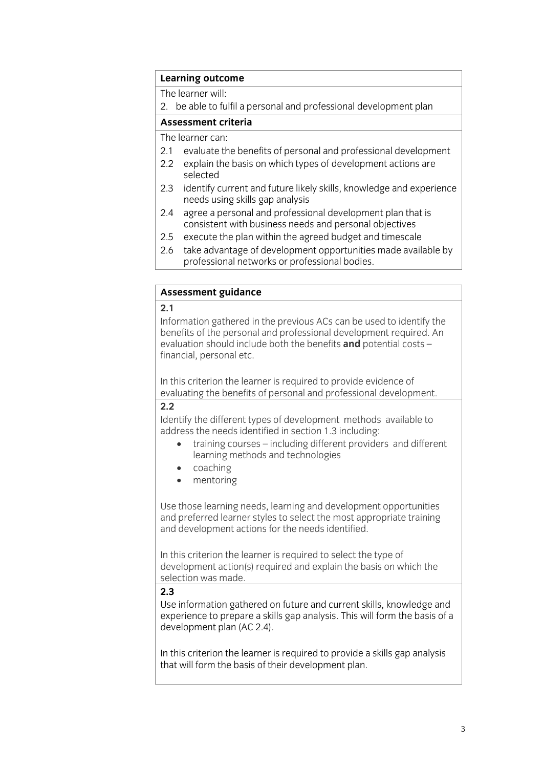**Learning outcome**

The learner will:

2. be able to fulfil a personal and professional development plan

**Assessment criteria**

The learner can:

2.1 evaluate the benefits of personal and professional development

2.2 explain the basis on which types of development actions are selected

2.3 identify current and future likely skills, knowledge and experience needs using skills gap analysis

2.4 agree a personal and professional development plan that is consistent with business needs and personal objectives

2.5 execute the plan within the agreed budget and timescale

2.6 take advantage of development opportunities made available by professional networks or professional bodies.

**Assessment guidance**

**2.1**

Information gathered in the previous ACs can be used to identify the benefits of the personal and professional development required. An evaluation should include both the benefits **and** potential costs – financial, personal etc.

In this criterion the learner is required to provide evidence of evaluating the benefits of personal and professional development.

**2.2**

Identify the different types of development methods available to address the needs identified in section 1.3 including:

- training courses – including different providers and different learning methods and technologies
- coaching
- mentoring

Use those learning needs, learning and development opportunities and preferred learner styles to select the most appropriate training and development actions for the needs identified.

In this criterion the learner is required to select the type of development action(s) required and explain the basis on which the selection was made.

**2.3**

Use information gathered on future and current skills, knowledge and experience to prepare a skills gap analysis. This will form the basis of a development plan (AC 2.4).

In this criterion the learner is required to provide a skills gap analysis that will form the basis of their development plan.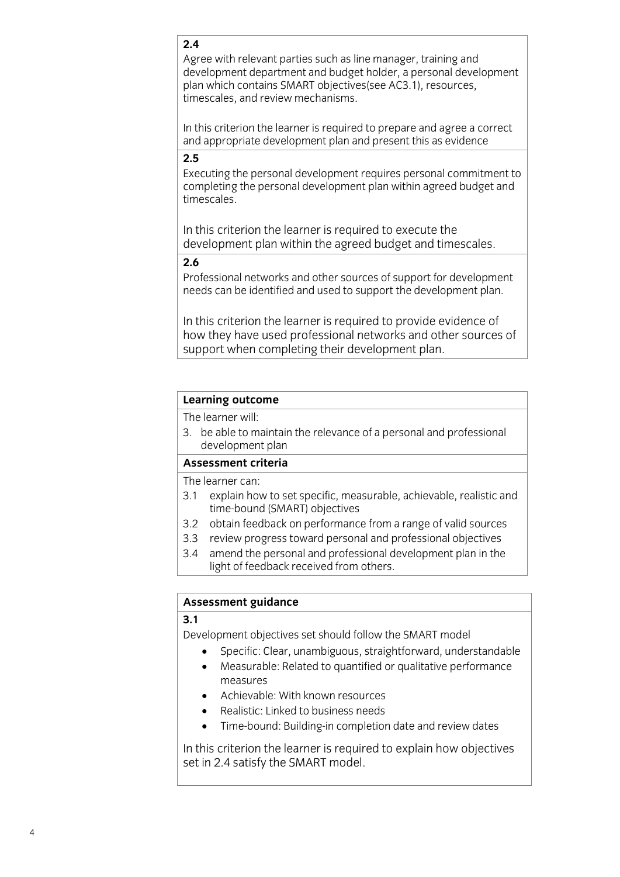**2.4**

Agree with relevant parties such as line manager, training and development department and budget holder, a personal development plan which contains SMART objectives(see AC3.1), resources, timescales, and review mechanisms.

In this criterion the learner is required to prepare and agree a correct and appropriate development plan and present this as evidence

**2.5**

Executing the personal development requires personal commitment to completing the personal development plan within agreed budget and timescales.

In this criterion the learner is required to execute the development plan within the agreed budget and timescales.

**2.6**

Professional networks and other sources of support for development needs can be identified and used to support the development plan.

In this criterion the learner is required to provide evidence of how they have used professional networks and other sources of support when completing their development plan.

**Learning outcome**

The learner will:

3. be able to maintain the relevance of a personal and professional development plan

**Assessment criteria**

The learner can:

3.1 explain how to set specific, measurable, achievable, realistic and time-bound (SMART) objectives
3.2 obtain feedback on performance from a range of valid sources
3.3 review progress toward personal and professional objectives
3.4 amend the personal and professional development plan in the light of feedback received from others.

**Assessment guidance**

**3.1**

Development objectives set should follow the SMART model

- Specific: Clear, unambiguous, straightforward, understandable
- Measurable: Related to quantified or qualitative performance measures
- Achievable: With known resources
- Realistic: Linked to business needs
- Time-bound: Building-in completion date and review dates

In this criterion the learner is required to explain how objectives set in 2.4 satisfy the SMART model.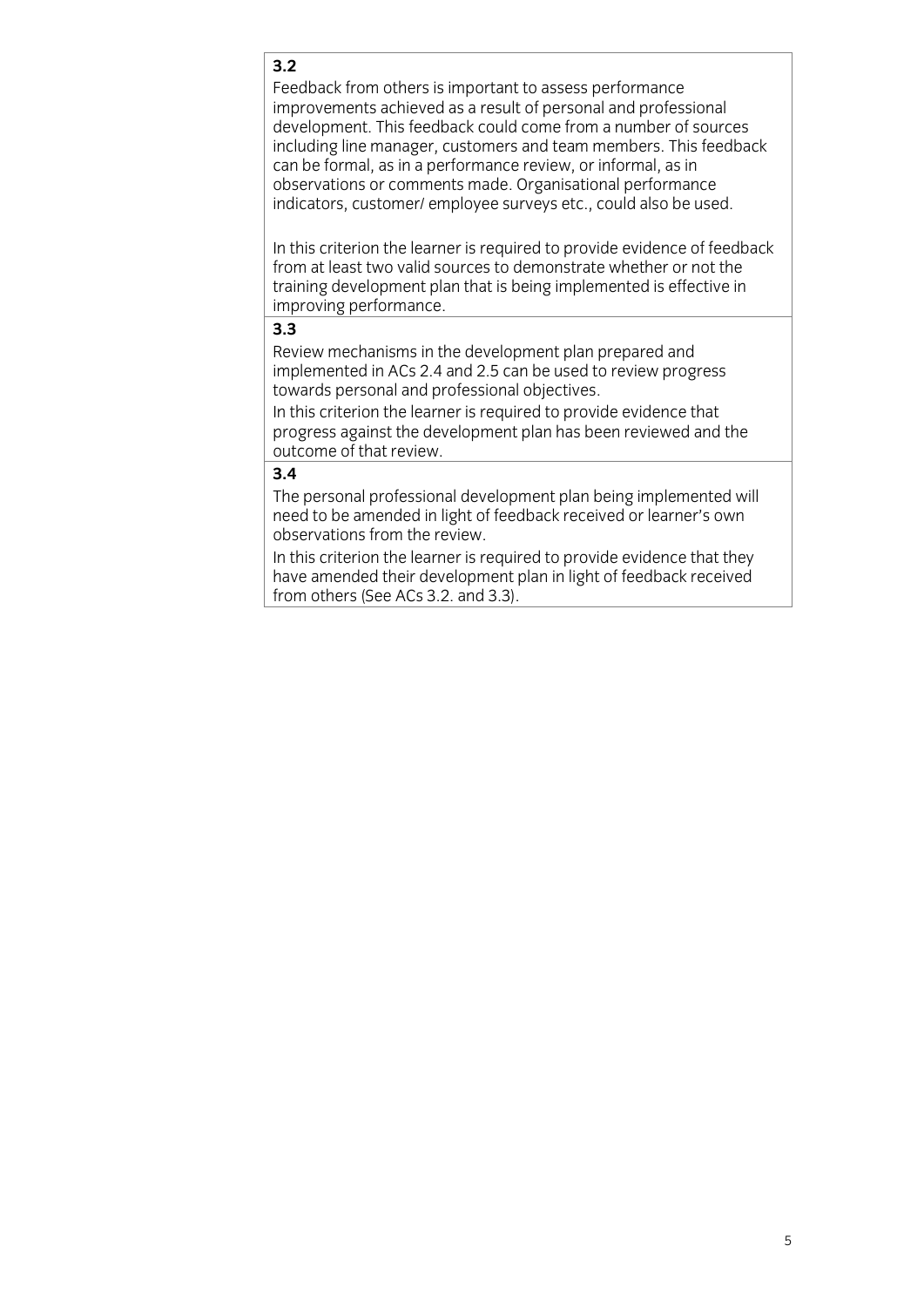**3.2**

Feedback from others is important to assess performance improvements achieved as a result of personal and professional development. This feedback could come from a number of sources including line manager, customers and team members. This feedback can be formal, as in a performance review, or informal, as in observations or comments made. Organisational performance indicators, customer/ employee surveys etc., could also be used.

In this criterion the learner is required to provide evidence of feedback from at least two valid sources to demonstrate whether or not the training development plan that is being implemented is effective in improving performance.

**3.3**

Review mechanisms in the development plan prepared and implemented in ACs 2.4 and 2.5 can be used to review progress towards personal and professional objectives.

In this criterion the learner is required to provide evidence that progress against the development plan has been reviewed and the outcome of that review.

**3.4**

The personal professional development plan being implemented will need to be amended in light of feedback received or learner's own observations from the review.

In this criterion the learner is required to provide evidence that they have amended their development plan in light of feedback received from others (See ACs 3.2. and 3.3).